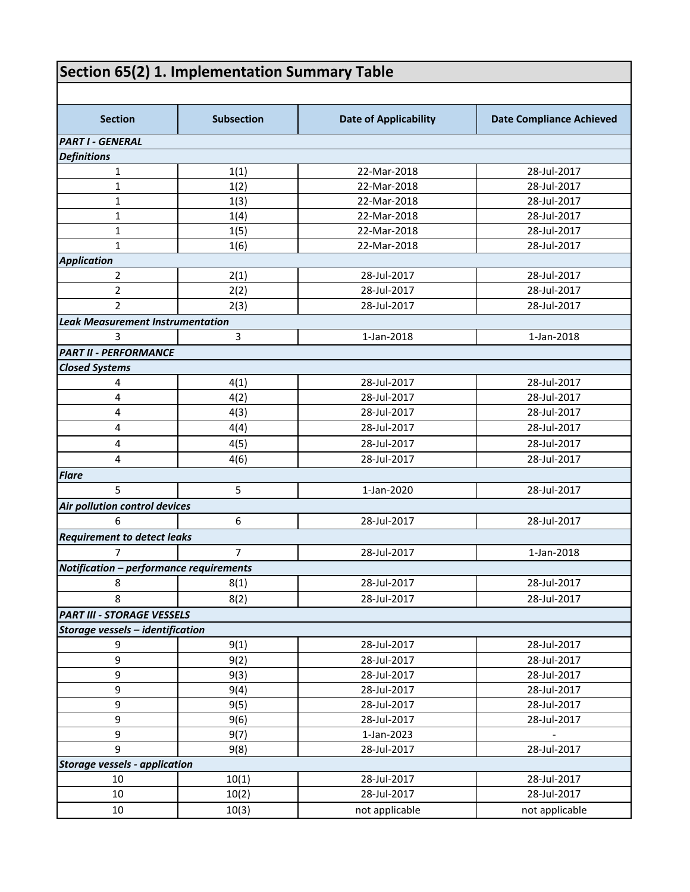## Section 65(2) 1. Implementation Summary Table

| Section | Subsection | Date of Applicability | Date Compliance Achieved |
|---|---|---|---|
| ***PART I - GENERAL*** | | | |
| ***Definitions*** | | | |
| 1 | 1(1) | 22-Mar-2018 | 28-Jul-2017 |
| 1 | 1(2) | 22-Mar-2018 | 28-Jul-2017 |
| 1 | 1(3) | 22-Mar-2018 | 28-Jul-2017 |
| 1 | 1(4) | 22-Mar-2018 | 28-Jul-2017 |
| 1 | 1(5) | 22-Mar-2018 | 28-Jul-2017 |
| 1 | 1(6) | 22-Mar-2018 | 28-Jul-2017 |
| ***Application*** | | | |
| 2 | 2(1) | 28-Jul-2017 | 28-Jul-2017 |
| 2 | 2(2) | 28-Jul-2017 | 28-Jul-2017 |
| 2 | 2(3) | 28-Jul-2017 | 28-Jul-2017 |
| ***Leak Measurement Instrumentation*** | | | |
| 3 | 3 | 1-Jan-2018 | 1-Jan-2018 |
| ***PART II - PERFORMANCE*** | | | |
| ***Closed Systems*** | | | |
| 4 | 4(1) | 28-Jul-2017 | 28-Jul-2017 |
| 4 | 4(2) | 28-Jul-2017 | 28-Jul-2017 |
| 4 | 4(3) | 28-Jul-2017 | 28-Jul-2017 |
| 4 | 4(4) | 28-Jul-2017 | 28-Jul-2017 |
| 4 | 4(5) | 28-Jul-2017 | 28-Jul-2017 |
| 4 | 4(6) | 28-Jul-2017 | 28-Jul-2017 |
| ***Flare*** | | | |
| 5 | 5 | 1-Jan-2020 | 28-Jul-2017 |
| ***Air pollution control devices*** | | | |
| 6 | 6 | 28-Jul-2017 | 28-Jul-2017 |
| ***Requirement to detect leaks*** | | | |
| 7 | 7 | 28-Jul-2017 | 1-Jan-2018 |
| ***Notification – performance requirements*** | | | |
| 8 | 8(1) | 28-Jul-2017 | 28-Jul-2017 |
| 8 | 8(2) | 28-Jul-2017 | 28-Jul-2017 |
| ***PART III - STORAGE VESSELS*** | | | |
| ***Storage vessels – identification*** | | | |
| 9 | 9(1) | 28-Jul-2017 | 28-Jul-2017 |
| 9 | 9(2) | 28-Jul-2017 | 28-Jul-2017 |
| 9 | 9(3) | 28-Jul-2017 | 28-Jul-2017 |
| 9 | 9(4) | 28-Jul-2017 | 28-Jul-2017 |
| 9 | 9(5) | 28-Jul-2017 | 28-Jul-2017 |
| 9 | 9(6) | 28-Jul-2017 | 28-Jul-2017 |
| 9 | 9(7) | 1-Jan-2023 | - |
| 9 | 9(8) | 28-Jul-2017 | 28-Jul-2017 |
| ***Storage vessels - application*** | | | |
| 10 | 10(1) | 28-Jul-2017 | 28-Jul-2017 |
| 10 | 10(2) | 28-Jul-2017 | 28-Jul-2017 |
| 10 | 10(3) | not applicable | not applicable |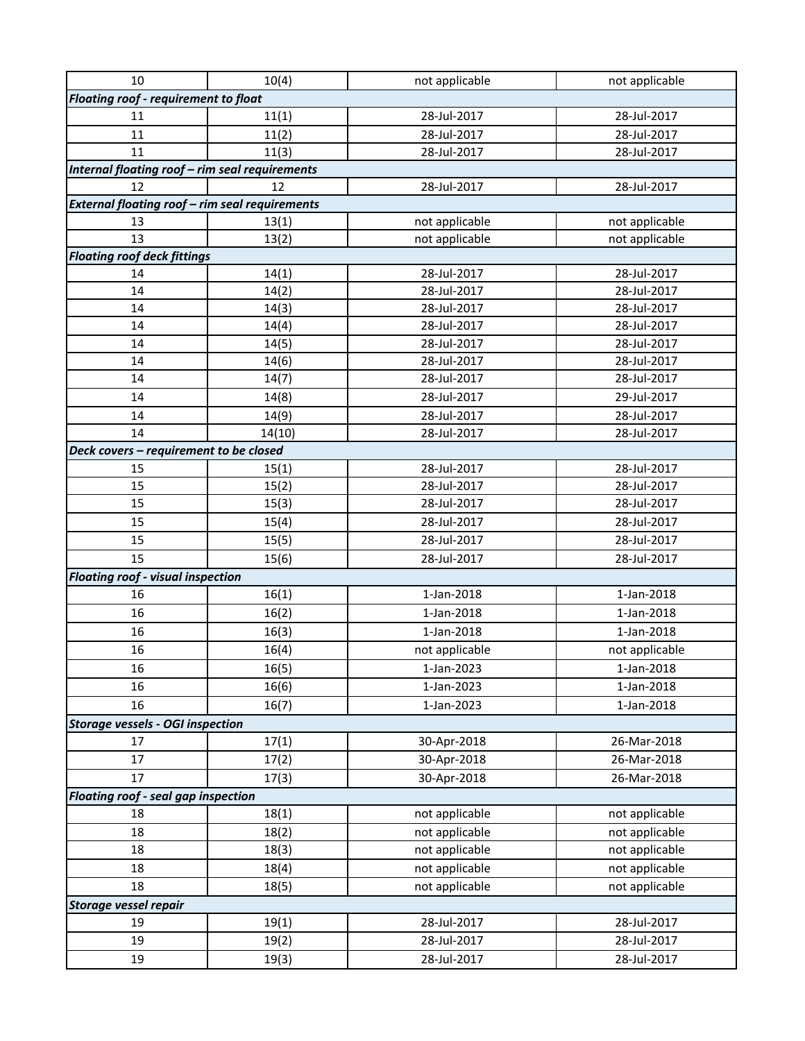| 10 | 10(4) | not applicable | not applicable |
|---|---|---|---|
| ***Floating roof - requirement to float*** | | | |
| 11 | 11(1) | 28-Jul-2017 | 28-Jul-2017 |
| 11 | 11(2) | 28-Jul-2017 | 28-Jul-2017 |
| 11 | 11(3) | 28-Jul-2017 | 28-Jul-2017 |
| ***Internal floating roof – rim seal requirements*** | | | |
| 12 | 12 | 28-Jul-2017 | 28-Jul-2017 |
| ***External floating roof – rim seal requirements*** | | | |
| 13 | 13(1) | not applicable | not applicable |
| 13 | 13(2) | not applicable | not applicable |
| ***Floating roof deck fittings*** | | | |
| 14 | 14(1) | 28-Jul-2017 | 28-Jul-2017 |
| 14 | 14(2) | 28-Jul-2017 | 28-Jul-2017 |
| 14 | 14(3) | 28-Jul-2017 | 28-Jul-2017 |
| 14 | 14(4) | 28-Jul-2017 | 28-Jul-2017 |
| 14 | 14(5) | 28-Jul-2017 | 28-Jul-2017 |
| 14 | 14(6) | 28-Jul-2017 | 28-Jul-2017 |
| 14 | 14(7) | 28-Jul-2017 | 28-Jul-2017 |
| 14 | 14(8) | 28-Jul-2017 | 29-Jul-2017 |
| 14 | 14(9) | 28-Jul-2017 | 28-Jul-2017 |
| 14 | 14(10) | 28-Jul-2017 | 28-Jul-2017 |
| ***Deck covers – requirement to be closed*** | | | |
| 15 | 15(1) | 28-Jul-2017 | 28-Jul-2017 |
| 15 | 15(2) | 28-Jul-2017 | 28-Jul-2017 |
| 15 | 15(3) | 28-Jul-2017 | 28-Jul-2017 |
| 15 | 15(4) | 28-Jul-2017 | 28-Jul-2017 |
| 15 | 15(5) | 28-Jul-2017 | 28-Jul-2017 |
| 15 | 15(6) | 28-Jul-2017 | 28-Jul-2017 |
| ***Floating roof - visual inspection*** | | | |
| 16 | 16(1) | 1-Jan-2018 | 1-Jan-2018 |
| 16 | 16(2) | 1-Jan-2018 | 1-Jan-2018 |
| 16 | 16(3) | 1-Jan-2018 | 1-Jan-2018 |
| 16 | 16(4) | not applicable | not applicable |
| 16 | 16(5) | 1-Jan-2023 | 1-Jan-2018 |
| 16 | 16(6) | 1-Jan-2023 | 1-Jan-2018 |
| 16 | 16(7) | 1-Jan-2023 | 1-Jan-2018 |
| ***Storage vessels - OGI inspection*** | | | |
| 17 | 17(1) | 30-Apr-2018 | 26-Mar-2018 |
| 17 | 17(2) | 30-Apr-2018 | 26-Mar-2018 |
| 17 | 17(3) | 30-Apr-2018 | 26-Mar-2018 |
| ***Floating roof - seal gap inspection*** | | | |
| 18 | 18(1) | not applicable | not applicable |
| 18 | 18(2) | not applicable | not applicable |
| 18 | 18(3) | not applicable | not applicable |
| 18 | 18(4) | not applicable | not applicable |
| 18 | 18(5) | not applicable | not applicable |
| ***Storage vessel repair*** | | | |
| 19 | 19(1) | 28-Jul-2017 | 28-Jul-2017 |
| 19 | 19(2) | 28-Jul-2017 | 28-Jul-2017 |
| 19 | 19(3) | 28-Jul-2017 | 28-Jul-2017 |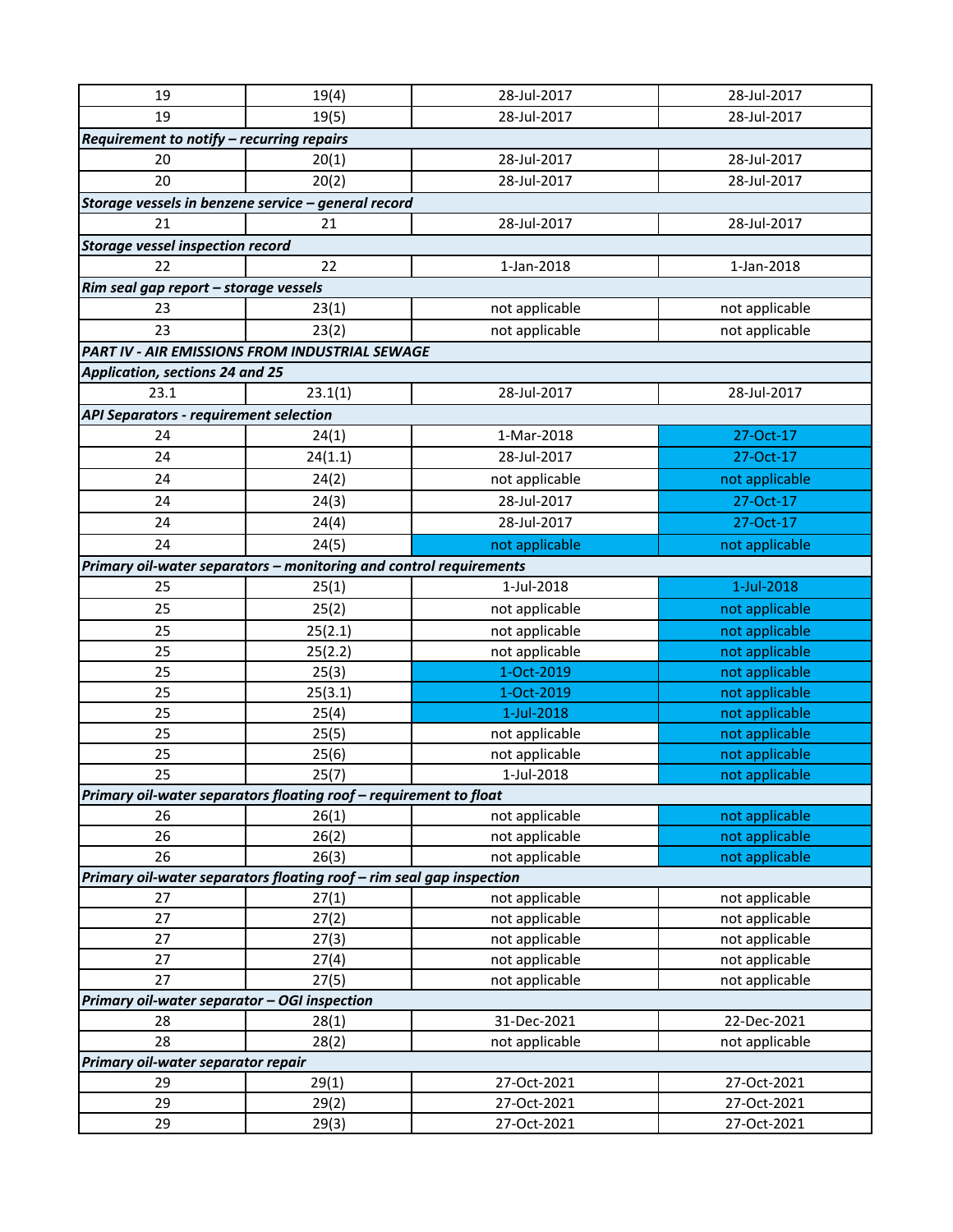| | | | |
|---|---|---|---|
| 19 | 19(4) | 28-Jul-2017 | 28-Jul-2017 |
| 19 | 19(5) | 28-Jul-2017 | 28-Jul-2017 |
| ***Requirement to notify – recurring repairs*** | | | |
| 20 | 20(1) | 28-Jul-2017 | 28-Jul-2017 |
| 20 | 20(2) | 28-Jul-2017 | 28-Jul-2017 |
| ***Storage vessels in benzene service – general record*** | | | |
| 21 | 21 | 28-Jul-2017 | 28-Jul-2017 |
| ***Storage vessel inspection record*** | | | |
| 22 | 22 | 1-Jan-2018 | 1-Jan-2018 |
| ***Rim seal gap report – storage vessels*** | | | |
| 23 | 23(1) | not applicable | not applicable |
| 23 | 23(2) | not applicable | not applicable |
| ***PART IV - AIR EMISSIONS FROM INDUSTRIAL SEWAGE*** | | | |
| ***Application, sections 24 and 25*** | | | |
| 23.1 | 23.1(1) | 28-Jul-2017 | 28-Jul-2017 |
| ***API Separators - requirement selection*** | | | |
| 24 | 24(1) | 1-Mar-2018 | 27-Oct-17 |
| 24 | 24(1.1) | 28-Jul-2017 | 27-Oct-17 |
| 24 | 24(2) | not applicable | not applicable |
| 24 | 24(3) | 28-Jul-2017 | 27-Oct-17 |
| 24 | 24(4) | 28-Jul-2017 | 27-Oct-17 |
| 24 | 24(5) | not applicable | not applicable |
| ***Primary oil-water separators – monitoring and control requirements*** | | | |
| 25 | 25(1) | 1-Jul-2018 | 1-Jul-2018 |
| 25 | 25(2) | not applicable | not applicable |
| 25 | 25(2.1) | not applicable | not applicable |
| 25 | 25(2.2) | not applicable | not applicable |
| 25 | 25(3) | 1-Oct-2019 | not applicable |
| 25 | 25(3.1) | 1-Oct-2019 | not applicable |
| 25 | 25(4) | 1-Jul-2018 | not applicable |
| 25 | 25(5) | not applicable | not applicable |
| 25 | 25(6) | not applicable | not applicable |
| 25 | 25(7) | 1-Jul-2018 | not applicable |
| ***Primary oil-water separators floating roof – requirement to float*** | | | |
| 26 | 26(1) | not applicable | not applicable |
| 26 | 26(2) | not applicable | not applicable |
| 26 | 26(3) | not applicable | not applicable |
| ***Primary oil-water separators floating roof – rim seal gap inspection*** | | | |
| 27 | 27(1) | not applicable | not applicable |
| 27 | 27(2) | not applicable | not applicable |
| 27 | 27(3) | not applicable | not applicable |
| 27 | 27(4) | not applicable | not applicable |
| 27 | 27(5) | not applicable | not applicable |
| ***Primary oil-water separator – OGI inspection*** | | | |
| 28 | 28(1) | 31-Dec-2021 | 22-Dec-2021 |
| 28 | 28(2) | not applicable | not applicable |
| ***Primary oil-water separator repair*** | | | |
| 29 | 29(1) | 27-Oct-2021 | 27-Oct-2021 |
| 29 | 29(2) | 27-Oct-2021 | 27-Oct-2021 |
| 29 | 29(3) | 27-Oct-2021 | 27-Oct-2021 |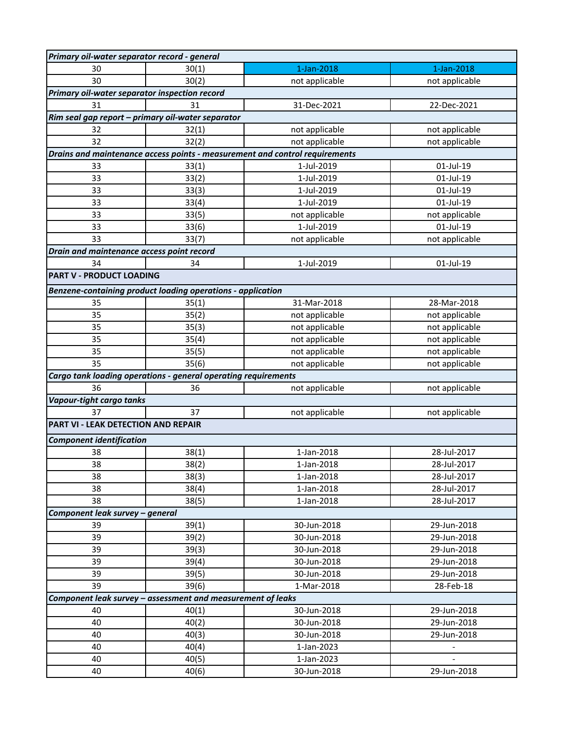| | | | |
|---|---|---|---|
| ***Primary oil-water separator record - general*** | | | |
| 30 | 30(1) | 1-Jan-2018 | 1-Jan-2018 |
| 30 | 30(2) | not applicable | not applicable |
| ***Primary oil-water separator inspection record*** | | | |
| 31 | 31 | 31-Dec-2021 | 22-Dec-2021 |
| ***Rim seal gap report – primary oil-water separator*** | | | |
| 32 | 32(1) | not applicable | not applicable |
| 32 | 32(2) | not applicable | not applicable |
| ***Drains and maintenance access points - measurement and control requirements*** | | | |
| 33 | 33(1) | 1-Jul-2019 | 01-Jul-19 |
| 33 | 33(2) | 1-Jul-2019 | 01-Jul-19 |
| 33 | 33(3) | 1-Jul-2019 | 01-Jul-19 |
| 33 | 33(4) | 1-Jul-2019 | 01-Jul-19 |
| 33 | 33(5) | not applicable | not applicable |
| 33 | 33(6) | 1-Jul-2019 | 01-Jul-19 |
| 33 | 33(7) | not applicable | not applicable |
| ***Drain and maintenance access point record*** | | | |
| 34 | 34 | 1-Jul-2019 | 01-Jul-19 |
| **PART V - PRODUCT LOADING** | | | |
| ***Benzene-containing product loading operations - application*** | | | |
| 35 | 35(1) | 31-Mar-2018 | 28-Mar-2018 |
| 35 | 35(2) | not applicable | not applicable |
| 35 | 35(3) | not applicable | not applicable |
| 35 | 35(4) | not applicable | not applicable |
| 35 | 35(5) | not applicable | not applicable |
| 35 | 35(6) | not applicable | not applicable |
| ***Cargo tank loading operations - general operating requirements*** | | | |
| 36 | 36 | not applicable | not applicable |
| ***Vapour-tight cargo tanks*** | | | |
| 37 | 37 | not applicable | not applicable |
| **PART VI - LEAK DETECTION AND REPAIR** | | | |
| ***Component identification*** | | | |
| 38 | 38(1) | 1-Jan-2018 | 28-Jul-2017 |
| 38 | 38(2) | 1-Jan-2018 | 28-Jul-2017 |
| 38 | 38(3) | 1-Jan-2018 | 28-Jul-2017 |
| 38 | 38(4) | 1-Jan-2018 | 28-Jul-2017 |
| 38 | 38(5) | 1-Jan-2018 | 28-Jul-2017 |
| ***Component leak survey – general*** | | | |
| 39 | 39(1) | 30-Jun-2018 | 29-Jun-2018 |
| 39 | 39(2) | 30-Jun-2018 | 29-Jun-2018 |
| 39 | 39(3) | 30-Jun-2018 | 29-Jun-2018 |
| 39 | 39(4) | 30-Jun-2018 | 29-Jun-2018 |
| 39 | 39(5) | 30-Jun-2018 | 29-Jun-2018 |
| 39 | 39(6) | 1-Mar-2018 | 28-Feb-18 |
| ***Component leak survey – assessment and measurement of leaks*** | | | |
| 40 | 40(1) | 30-Jun-2018 | 29-Jun-2018 |
| 40 | 40(2) | 30-Jun-2018 | 29-Jun-2018 |
| 40 | 40(3) | 30-Jun-2018 | 29-Jun-2018 |
| 40 | 40(4) | 1-Jan-2023 | - |
| 40 | 40(5) | 1-Jan-2023 | - |
| 40 | 40(6) | 30-Jun-2018 | 29-Jun-2018 |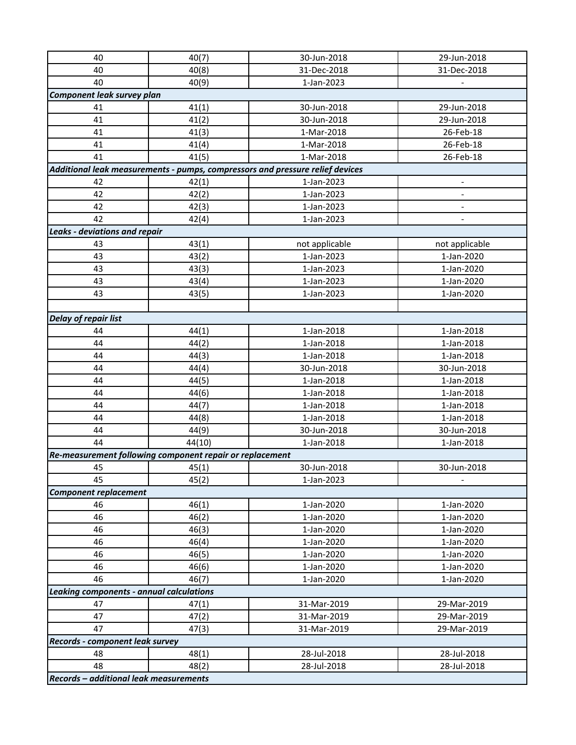| | | | |
|---|---|---|---|
| 40 | 40(7) | 30-Jun-2018 | 29-Jun-2018 |
| 40 | 40(8) | 31-Dec-2018 | 31-Dec-2018 |
| 40 | 40(9) | 1-Jan-2023 | - |
| ***Component leak survey plan*** | | | |
| 41 | 41(1) | 30-Jun-2018 | 29-Jun-2018 |
| 41 | 41(2) | 30-Jun-2018 | 29-Jun-2018 |
| 41 | 41(3) | 1-Mar-2018 | 26-Feb-18 |
| 41 | 41(4) | 1-Mar-2018 | 26-Feb-18 |
| 41 | 41(5) | 1-Mar-2018 | 26-Feb-18 |
| ***Additional leak measurements - pumps, compressors and pressure relief devices*** | | | |
| 42 | 42(1) | 1-Jan-2023 | - |
| 42 | 42(2) | 1-Jan-2023 | - |
| 42 | 42(3) | 1-Jan-2023 | - |
| 42 | 42(4) | 1-Jan-2023 | - |
| ***Leaks - deviations and repair*** | | | |
| 43 | 43(1) | not applicable | not applicable |
| 43 | 43(2) | 1-Jan-2023 | 1-Jan-2020 |
| 43 | 43(3) | 1-Jan-2023 | 1-Jan-2020 |
| 43 | 43(4) | 1-Jan-2023 | 1-Jan-2020 |
| 43 | 43(5) | 1-Jan-2023 | 1-Jan-2020 |
| | | | |
| ***Delay of repair list*** | | | |
| 44 | 44(1) | 1-Jan-2018 | 1-Jan-2018 |
| 44 | 44(2) | 1-Jan-2018 | 1-Jan-2018 |
| 44 | 44(3) | 1-Jan-2018 | 1-Jan-2018 |
| 44 | 44(4) | 30-Jun-2018 | 30-Jun-2018 |
| 44 | 44(5) | 1-Jan-2018 | 1-Jan-2018 |
| 44 | 44(6) | 1-Jan-2018 | 1-Jan-2018 |
| 44 | 44(7) | 1-Jan-2018 | 1-Jan-2018 |
| 44 | 44(8) | 1-Jan-2018 | 1-Jan-2018 |
| 44 | 44(9) | 30-Jun-2018 | 30-Jun-2018 |
| 44 | 44(10) | 1-Jan-2018 | 1-Jan-2018 |
| ***Re-measurement following component repair or replacement*** | | | |
| 45 | 45(1) | 30-Jun-2018 | 30-Jun-2018 |
| 45 | 45(2) | 1-Jan-2023 | - |
| ***Component replacement*** | | | |
| 46 | 46(1) | 1-Jan-2020 | 1-Jan-2020 |
| 46 | 46(2) | 1-Jan-2020 | 1-Jan-2020 |
| 46 | 46(3) | 1-Jan-2020 | 1-Jan-2020 |
| 46 | 46(4) | 1-Jan-2020 | 1-Jan-2020 |
| 46 | 46(5) | 1-Jan-2020 | 1-Jan-2020 |
| 46 | 46(6) | 1-Jan-2020 | 1-Jan-2020 |
| 46 | 46(7) | 1-Jan-2020 | 1-Jan-2020 |
| ***Leaking components - annual calculations*** | | | |
| 47 | 47(1) | 31-Mar-2019 | 29-Mar-2019 |
| 47 | 47(2) | 31-Mar-2019 | 29-Mar-2019 |
| 47 | 47(3) | 31-Mar-2019 | 29-Mar-2019 |
| ***Records - component leak survey*** | | | |
| 48 | 48(1) | 28-Jul-2018 | 28-Jul-2018 |
| 48 | 48(2) | 28-Jul-2018 | 28-Jul-2018 |
| ***Records – additional leak measurements*** | | | |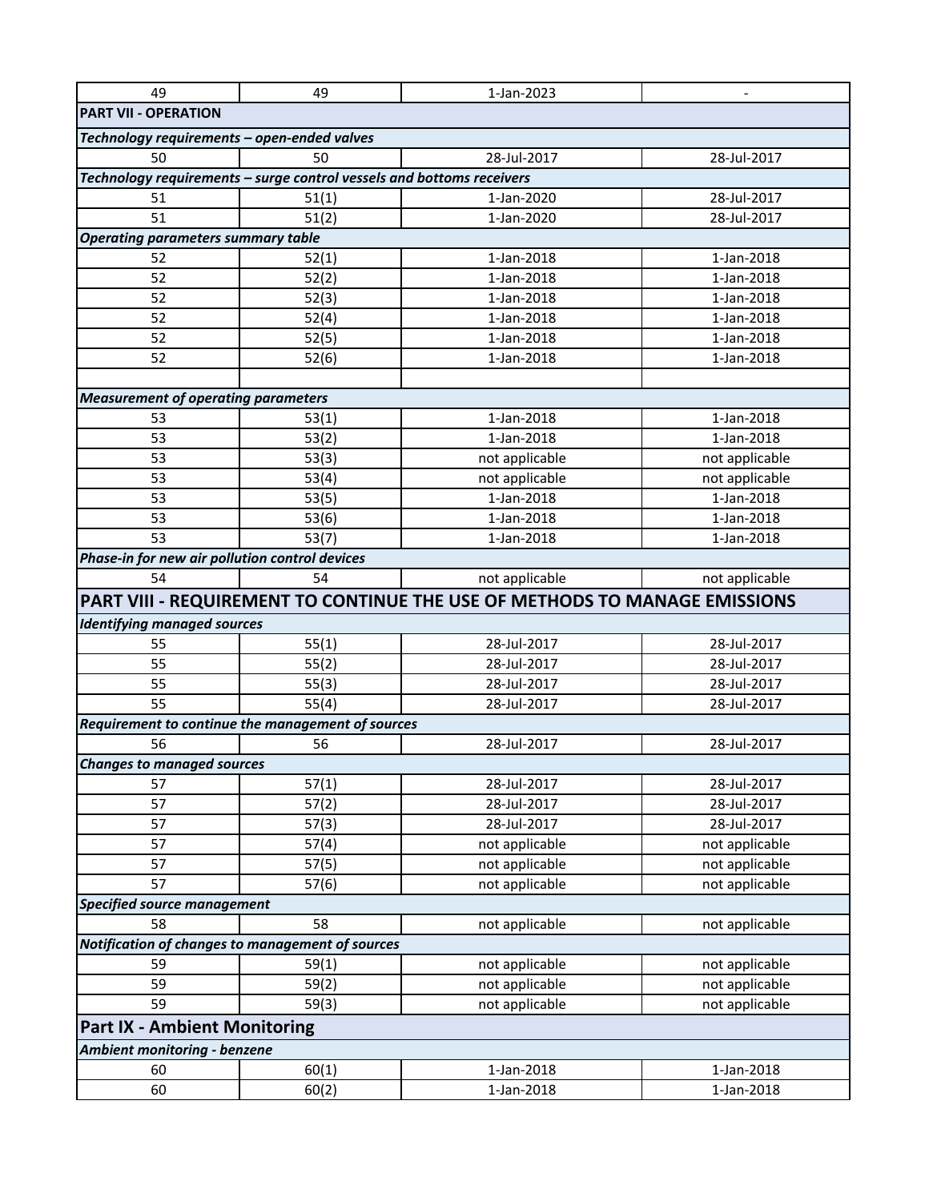| | | | |
|---|---|---|---|
| 49 | 49 | 1-Jan-2023 | - |
| **PART VII - OPERATION** | | | |
| ***Technology requirements – open-ended valves*** | | | |
| 50 | 50 | 28-Jul-2017 | 28-Jul-2017 |
| ***Technology requirements – surge control vessels and bottoms receivers*** | | | |
| 51 | 51(1) | 1-Jan-2020 | 28-Jul-2017 |
| 51 | 51(2) | 1-Jan-2020 | 28-Jul-2017 |
| ***Operating parameters summary table*** | | | |
| 52 | 52(1) | 1-Jan-2018 | 1-Jan-2018 |
| 52 | 52(2) | 1-Jan-2018 | 1-Jan-2018 |
| 52 | 52(3) | 1-Jan-2018 | 1-Jan-2018 |
| 52 | 52(4) | 1-Jan-2018 | 1-Jan-2018 |
| 52 | 52(5) | 1-Jan-2018 | 1-Jan-2018 |
| 52 | 52(6) | 1-Jan-2018 | 1-Jan-2018 |
| | | | |
| ***Measurement of operating parameters*** | | | |
| 53 | 53(1) | 1-Jan-2018 | 1-Jan-2018 |
| 53 | 53(2) | 1-Jan-2018 | 1-Jan-2018 |
| 53 | 53(3) | not applicable | not applicable |
| 53 | 53(4) | not applicable | not applicable |
| 53 | 53(5) | 1-Jan-2018 | 1-Jan-2018 |
| 53 | 53(6) | 1-Jan-2018 | 1-Jan-2018 |
| 53 | 53(7) | 1-Jan-2018 | 1-Jan-2018 |
| ***Phase-in for new air pollution control devices*** | | | |
| 54 | 54 | not applicable | not applicable |
| **PART VIII - REQUIREMENT TO CONTINUE THE USE OF METHODS TO MANAGE EMISSIONS** | | | |
| ***Identifying managed sources*** | | | |
| 55 | 55(1) | 28-Jul-2017 | 28-Jul-2017 |
| 55 | 55(2) | 28-Jul-2017 | 28-Jul-2017 |
| 55 | 55(3) | 28-Jul-2017 | 28-Jul-2017 |
| 55 | 55(4) | 28-Jul-2017 | 28-Jul-2017 |
| ***Requirement to continue the management of sources*** | | | |
| 56 | 56 | 28-Jul-2017 | 28-Jul-2017 |
| ***Changes to managed sources*** | | | |
| 57 | 57(1) | 28-Jul-2017 | 28-Jul-2017 |
| 57 | 57(2) | 28-Jul-2017 | 28-Jul-2017 |
| 57 | 57(3) | 28-Jul-2017 | 28-Jul-2017 |
| 57 | 57(4) | not applicable | not applicable |
| 57 | 57(5) | not applicable | not applicable |
| 57 | 57(6) | not applicable | not applicable |
| ***Specified source management*** | | | |
| 58 | 58 | not applicable | not applicable |
| ***Notification of changes to management of sources*** | | | |
| 59 | 59(1) | not applicable | not applicable |
| 59 | 59(2) | not applicable | not applicable |
| 59 | 59(3) | not applicable | not applicable |
| **Part IX - Ambient Monitoring** | | | |
| ***Ambient monitoring - benzene*** | | | |
| 60 | 60(1) | 1-Jan-2018 | 1-Jan-2018 |
| 60 | 60(2) | 1-Jan-2018 | 1-Jan-2018 |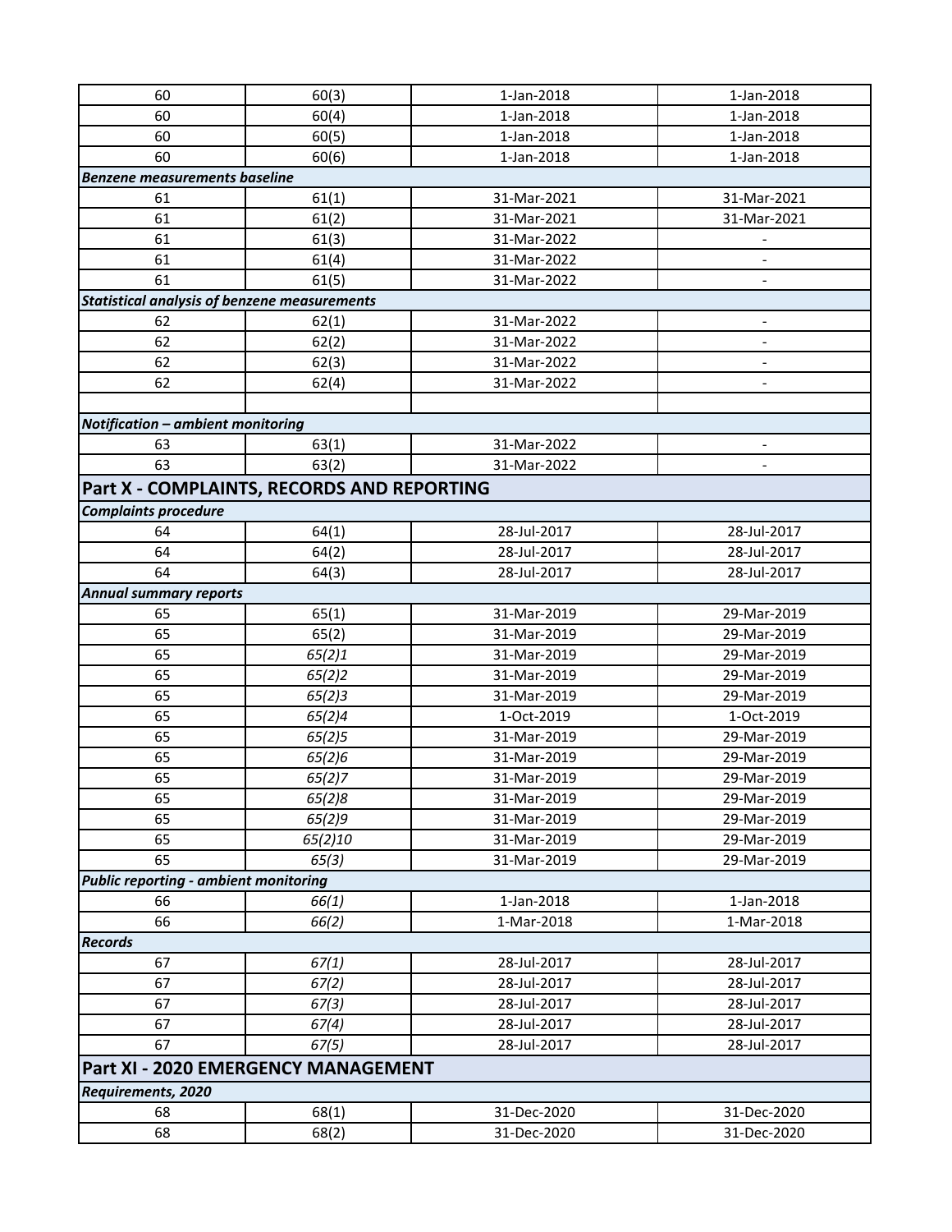| | | | |
|---|---|---|---|
| 60 | 60(3) | 1-Jan-2018 | 1-Jan-2018 |
| 60 | 60(4) | 1-Jan-2018 | 1-Jan-2018 |
| 60 | 60(5) | 1-Jan-2018 | 1-Jan-2018 |
| 60 | 60(6) | 1-Jan-2018 | 1-Jan-2018 |
| ***Benzene measurements baseline*** | | | |
| 61 | 61(1) | 31-Mar-2021 | 31-Mar-2021 |
| 61 | 61(2) | 31-Mar-2021 | 31-Mar-2021 |
| 61 | 61(3) | 31-Mar-2022 | - |
| 61 | 61(4) | 31-Mar-2022 | - |
| 61 | 61(5) | 31-Mar-2022 | - |
| ***Statistical analysis of benzene measurements*** | | | |
| 62 | 62(1) | 31-Mar-2022 | - |
| 62 | 62(2) | 31-Mar-2022 | - |
| 62 | 62(3) | 31-Mar-2022 | - |
| 62 | 62(4) | 31-Mar-2022 | - |
| | | | |
| ***Notification – ambient monitoring*** | | | |
| 63 | 63(1) | 31-Mar-2022 | - |
| 63 | 63(2) | 31-Mar-2022 | - |
| **Part X - COMPLAINTS, RECORDS AND REPORTING** | | | |
| ***Complaints procedure*** | | | |
| 64 | 64(1) | 28-Jul-2017 | 28-Jul-2017 |
| 64 | 64(2) | 28-Jul-2017 | 28-Jul-2017 |
| 64 | 64(3) | 28-Jul-2017 | 28-Jul-2017 |
| ***Annual summary reports*** | | | |
| 65 | 65(1) | 31-Mar-2019 | 29-Mar-2019 |
| 65 | 65(2) | 31-Mar-2019 | 29-Mar-2019 |
| 65 | *65(2)1* | 31-Mar-2019 | 29-Mar-2019 |
| 65 | *65(2)2* | 31-Mar-2019 | 29-Mar-2019 |
| 65 | *65(2)3* | 31-Mar-2019 | 29-Mar-2019 |
| 65 | *65(2)4* | 1-Oct-2019 | 1-Oct-2019 |
| 65 | *65(2)5* | 31-Mar-2019 | 29-Mar-2019 |
| 65 | *65(2)6* | 31-Mar-2019 | 29-Mar-2019 |
| 65 | *65(2)7* | 31-Mar-2019 | 29-Mar-2019 |
| 65 | *65(2)8* | 31-Mar-2019 | 29-Mar-2019 |
| 65 | *65(2)9* | 31-Mar-2019 | 29-Mar-2019 |
| 65 | *65(2)10* | 31-Mar-2019 | 29-Mar-2019 |
| 65 | *65(3)* | 31-Mar-2019 | 29-Mar-2019 |
| ***Public reporting - ambient monitoring*** | | | |
| 66 | *66(1)* | 1-Jan-2018 | 1-Jan-2018 |
| 66 | *66(2)* | 1-Mar-2018 | 1-Mar-2018 |
| ***Records*** | | | |
| 67 | *67(1)* | 28-Jul-2017 | 28-Jul-2017 |
| 67 | *67(2)* | 28-Jul-2017 | 28-Jul-2017 |
| 67 | *67(3)* | 28-Jul-2017 | 28-Jul-2017 |
| 67 | *67(4)* | 28-Jul-2017 | 28-Jul-2017 |
| 67 | *67(5)* | 28-Jul-2017 | 28-Jul-2017 |
| **Part XI - 2020 EMERGENCY MANAGEMENT** | | | |
| ***Requirements, 2020*** | | | |
| 68 | 68(1) | 31-Dec-2020 | 31-Dec-2020 |
| 68 | 68(2) | 31-Dec-2020 | 31-Dec-2020 |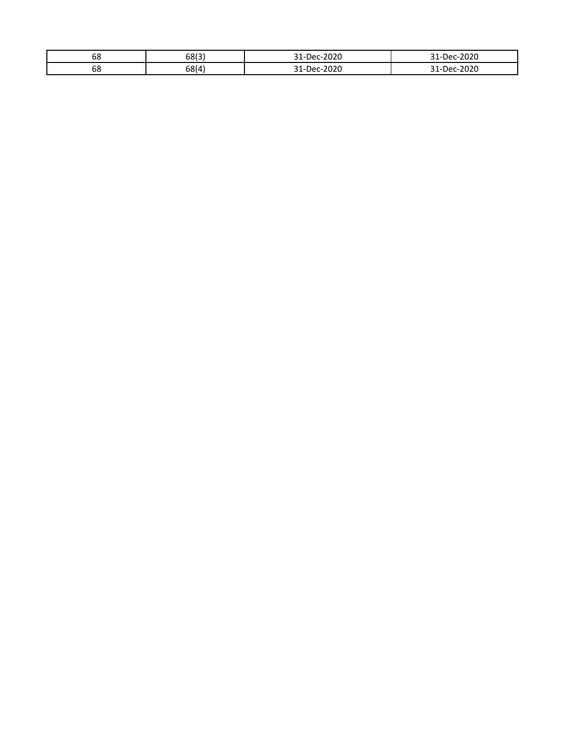| | | | |
|---|---|---|---|
| 68 | 68(3) | 31-Dec-2020 | 31-Dec-2020 |
| 68 | 68(4) | 31-Dec-2020 | 31-Dec-2020 |